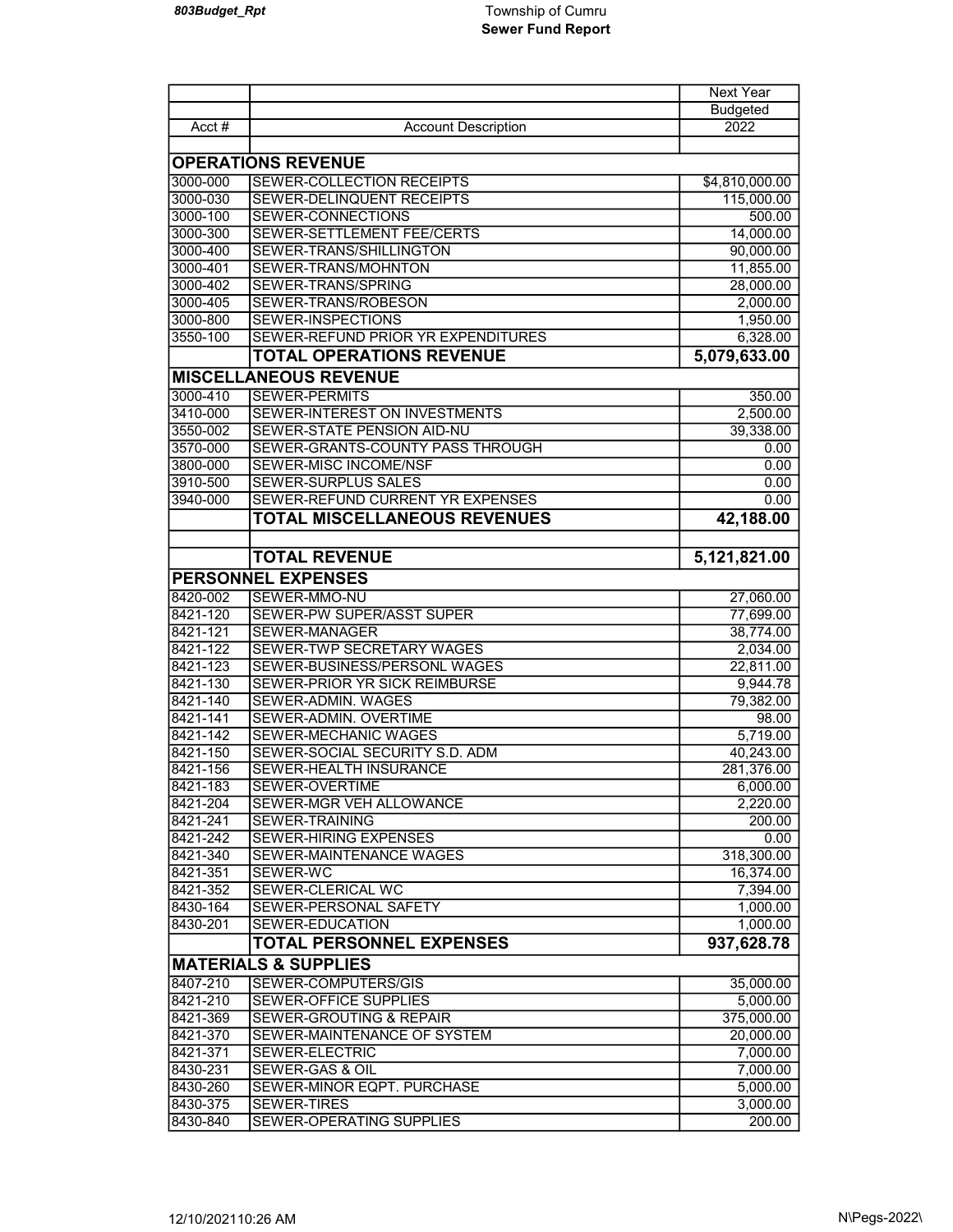# Township of Cumru
## Sewer Fund Report

| Acct # | Account Description | Next Year Budgeted 2022 |
|---|---|---|
| | **OPERATIONS REVENUE** | |
| 3000-000 | SEWER-COLLECTION RECEIPTS | $4,810,000.00 |
| 3000-030 | SEWER-DELINQUENT RECEIPTS | 115,000.00 |
| 3000-100 | SEWER-CONNECTIONS | 500.00 |
| 3000-300 | SEWER-SETTLEMENT FEE/CERTS | 14,000.00 |
| 3000-400 | SEWER-TRANS/SHILLINGTON | 90,000.00 |
| 3000-401 | SEWER-TRANS/MOHNTON | 11,855.00 |
| 3000-402 | SEWER-TRANS/SPRING | 28,000.00 |
| 3000-405 | SEWER-TRANS/ROBESON | 2,000.00 |
| 3000-800 | SEWER-INSPECTIONS | 1,950.00 |
| 3550-100 | SEWER-REFUND PRIOR YR EXPENDITURES | 6,328.00 |
| | **TOTAL OPERATIONS REVENUE** | **5,079,633.00** |
| | **MISCELLANEOUS REVENUE** | |
| 3000-410 | SEWER-PERMITS | 350.00 |
| 3410-000 | SEWER-INTEREST ON INVESTMENTS | 2,500.00 |
| 3550-002 | SEWER-STATE PENSION AID-NU | 39,338.00 |
| 3570-000 | SEWER-GRANTS-COUNTY PASS THROUGH | 0.00 |
| 3800-000 | SEWER-MISC INCOME/NSF | 0.00 |
| 3910-500 | SEWER-SURPLUS SALES | 0.00 |
| 3940-000 | SEWER-REFUND CURRENT YR EXPENSES | 0.00 |
| | **TOTAL MISCELLANEOUS REVENUES** | **42,188.00** |
| | | |
| | **TOTAL REVENUE** | **5,121,821.00** |
| | **PERSONNEL EXPENSES** | |
| 8420-002 | SEWER-MMO-NU | 27,060.00 |
| 8421-120 | SEWER-PW SUPER/ASST SUPER | 77,699.00 |
| 8421-121 | SEWER-MANAGER | 38,774.00 |
| 8421-122 | SEWER-TWP SECRETARY WAGES | 2,034.00 |
| 8421-123 | SEWER-BUSINESS/PERSONL WAGES | 22,811.00 |
| 8421-130 | SEWER-PRIOR YR SICK REIMBURSE | 9,944.78 |
| 8421-140 | SEWER-ADMIN. WAGES | 79,382.00 |
| 8421-141 | SEWER-ADMIN. OVERTIME | 98.00 |
| 8421-142 | SEWER-MECHANIC WAGES | 5,719.00 |
| 8421-150 | SEWER-SOCIAL SECURITY S.D. ADM | 40,243.00 |
| 8421-156 | SEWER-HEALTH INSURANCE | 281,376.00 |
| 8421-183 | SEWER-OVERTIME | 6,000.00 |
| 8421-204 | SEWER-MGR VEH ALLOWANCE | 2,220.00 |
| 8421-241 | SEWER-TRAINING | 200.00 |
| 8421-242 | SEWER-HIRING EXPENSES | 0.00 |
| 8421-340 | SEWER-MAINTENANCE WAGES | 318,300.00 |
| 8421-351 | SEWER-WC | 16,374.00 |
| 8421-352 | SEWER-CLERICAL WC | 7,394.00 |
| 8430-164 | SEWER-PERSONAL SAFETY | 1,000.00 |
| 8430-201 | SEWER-EDUCATION | 1,000.00 |
| | **TOTAL PERSONNEL EXPENSES** | **937,628.78** |
| | **MATERIALS & SUPPLIES** | |
| 8407-210 | SEWER-COMPUTERS/GIS | 35,000.00 |
| 8421-210 | SEWER-OFFICE SUPPLIES | 5,000.00 |
| 8421-369 | SEWER-GROUTING & REPAIR | 375,000.00 |
| 8421-370 | SEWER-MAINTENANCE OF SYSTEM | 20,000.00 |
| 8421-371 | SEWER-ELECTRIC | 7,000.00 |
| 8430-231 | SEWER-GAS & OIL | 7,000.00 |
| 8430-260 | SEWER-MINOR EQPT. PURCHASE | 5,000.00 |
| 8430-375 | SEWER-TIRES | 3,000.00 |
| 8430-840 | SEWER-OPERATING SUPPLIES | 200.00 |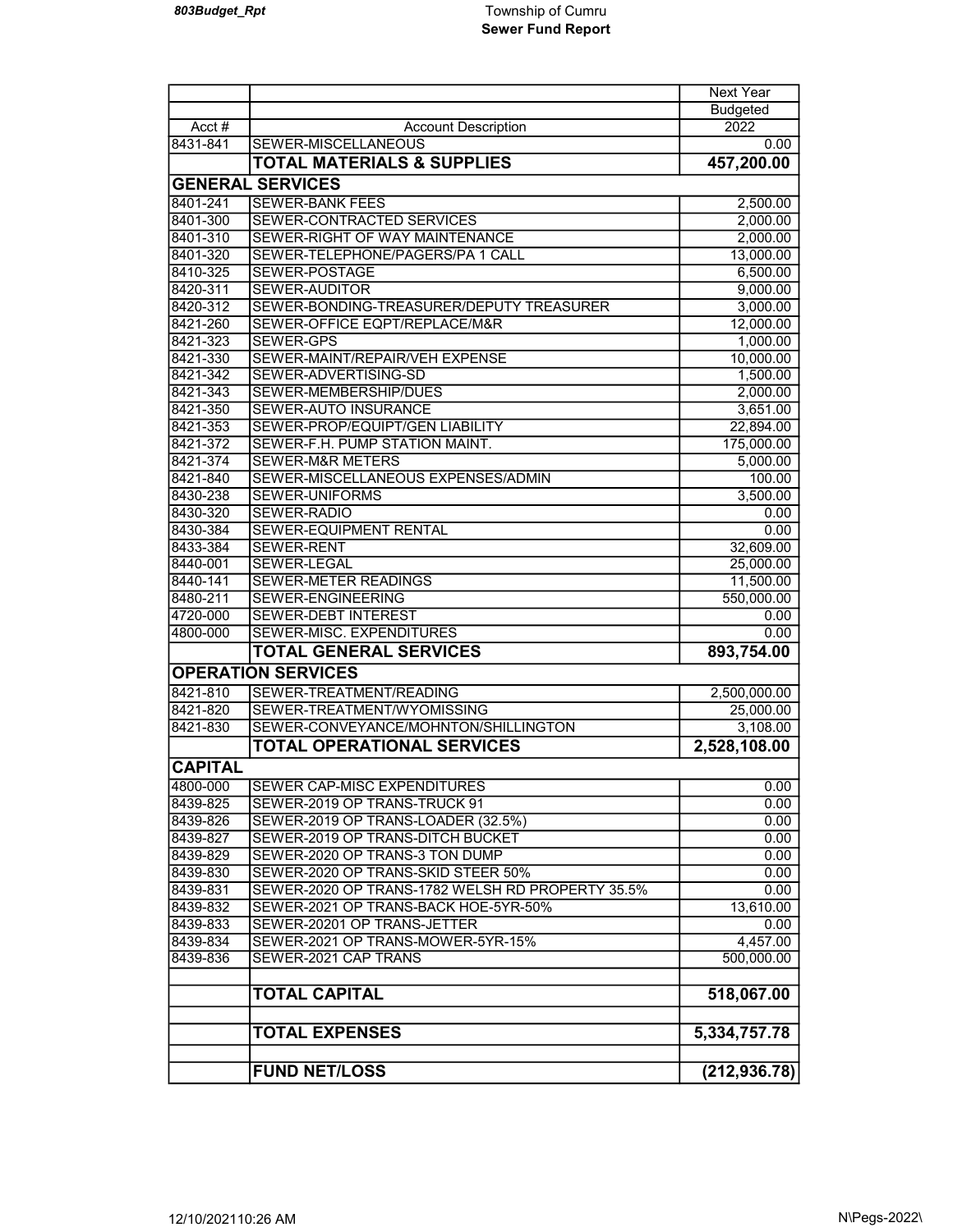803Budget_Rpt

Township of Cumru
**Sewer Fund Report**

| | | Next Year Budgeted 2022 |
|---|---|---|
| Acct # | Account Description | |
| 8431-841 | SEWER-MISCELLANEOUS | 0.00 |
| | **TOTAL MATERIALS & SUPPLIES** | **457,200.00** |
| **GENERAL SERVICES** | | |
| 8401-241 | SEWER-BANK FEES | 2,500.00 |
| 8401-300 | SEWER-CONTRACTED SERVICES | 2,000.00 |
| 8401-310 | SEWER-RIGHT OF WAY MAINTENANCE | 2,000.00 |
| 8401-320 | SEWER-TELEPHONE/PAGERS/PA 1 CALL | 13,000.00 |
| 8410-325 | SEWER-POSTAGE | 6,500.00 |
| 8420-311 | SEWER-AUDITOR | 9,000.00 |
| 8420-312 | SEWER-BONDING-TREASURER/DEPUTY TREASURER | 3,000.00 |
| 8421-260 | SEWER-OFFICE EQPT/REPLACE/M&R | 12,000.00 |
| 8421-323 | SEWER-GPS | 1,000.00 |
| 8421-330 | SEWER-MAINT/REPAIR/VEH EXPENSE | 10,000.00 |
| 8421-342 | SEWER-ADVERTISING-SD | 1,500.00 |
| 8421-343 | SEWER-MEMBERSHIP/DUES | 2,000.00 |
| 8421-350 | SEWER-AUTO INSURANCE | 3,651.00 |
| 8421-353 | SEWER-PROP/EQUIPT/GEN LIABILITY | 22,894.00 |
| 8421-372 | SEWER-F.H. PUMP STATION MAINT. | 175,000.00 |
| 8421-374 | SEWER-M&R METERS | 5,000.00 |
| 8421-840 | SEWER-MISCELLANEOUS EXPENSES/ADMIN | 100.00 |
| 8430-238 | SEWER-UNIFORMS | 3,500.00 |
| 8430-320 | SEWER-RADIO | 0.00 |
| 8430-384 | SEWER-EQUIPMENT RENTAL | 0.00 |
| 8433-384 | SEWER-RENT | 32,609.00 |
| 8440-001 | SEWER-LEGAL | 25,000.00 |
| 8440-141 | SEWER-METER READINGS | 11,500.00 |
| 8480-211 | SEWER-ENGINEERING | 550,000.00 |
| 4720-000 | SEWER-DEBT INTEREST | 0.00 |
| 4800-000 | SEWER-MISC. EXPENDITURES | 0.00 |
| | **TOTAL GENERAL SERVICES** | **893,754.00** |
| **OPERATION SERVICES** | | |
| 8421-810 | SEWER-TREATMENT/READING | 2,500,000.00 |
| 8421-820 | SEWER-TREATMENT/WYOMISSING | 25,000.00 |
| 8421-830 | SEWER-CONVEYANCE/MOHNTON/SHILLINGTON | 3,108.00 |
| | **TOTAL OPERATIONAL SERVICES** | **2,528,108.00** |
| **CAPITAL** | | |
| 4800-000 | SEWER CAP-MISC EXPENDITURES | 0.00 |
| 8439-825 | SEWER-2019 OP TRANS-TRUCK 91 | 0.00 |
| 8439-826 | SEWER-2019 OP TRANS-LOADER (32.5%) | 0.00 |
| 8439-827 | SEWER-2019 OP TRANS-DITCH BUCKET | 0.00 |
| 8439-829 | SEWER-2020 OP TRANS-3 TON DUMP | 0.00 |
| 8439-830 | SEWER-2020 OP TRANS-SKID STEER 50% | 0.00 |
| 8439-831 | SEWER-2020 OP TRANS-1782 WELSH RD PROPERTY 35.5% | 0.00 |
| 8439-832 | SEWER-2021 OP TRANS-BACK HOE-5YR-50% | 13,610.00 |
| 8439-833 | SEWER-20201 OP TRANS-JETTER | 0.00 |
| 8439-834 | SEWER-2021 OP TRANS-MOWER-5YR-15% | 4,457.00 |
| 8439-836 | SEWER-2021 CAP TRANS | 500,000.00 |
| | | |
| | **TOTAL CAPITAL** | **518,067.00** |
| | | |
| | **TOTAL EXPENSES** | **5,334,757.78** |
| | | |
| | **FUND NET/LOSS** | **(212,936.78)** |

12/10/2021 10:26 AM

N\Pegs-2022\